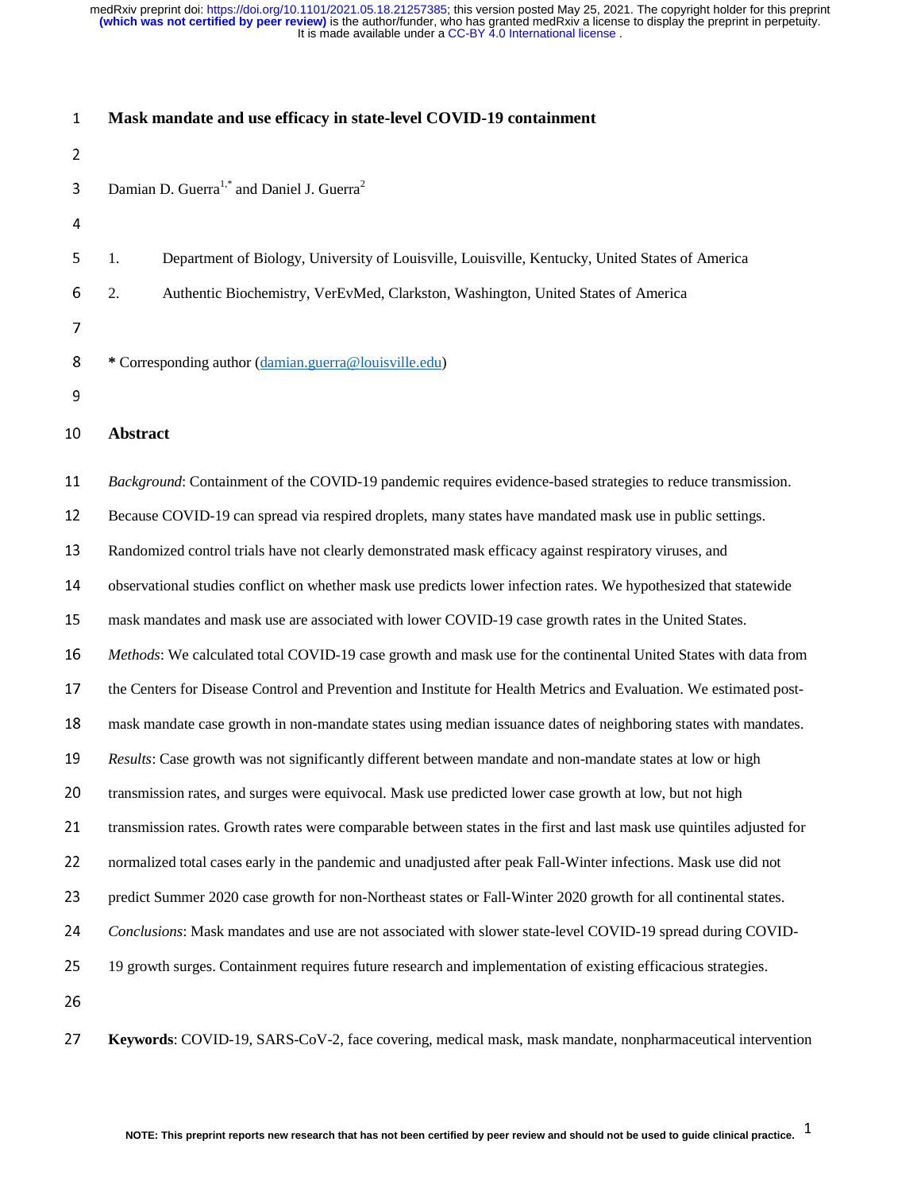# Mask mandate and use efficacy in state-level COVID-19 containment

Damian D. Guerra[1,*] and Daniel J. Guerra[2]

1. Department of Biology, University of Louisville, Louisville, Kentucky, United States of America
2. Authentic Biochemistry, VerEvMed, Clarkston, Washington, United States of America

**\*** Corresponding author (damian.guerra@louisville.edu)

## Abstract

*Background*: Containment of the COVID-19 pandemic requires evidence-based strategies to reduce transmission. Because COVID-19 can spread via respired droplets, many states have mandated mask use in public settings. Randomized control trials have not clearly demonstrated mask efficacy against respiratory viruses, and observational studies conflict on whether mask use predicts lower infection rates. We hypothesized that statewide mask mandates and mask use are associated with lower COVID-19 case growth rates in the United States.

*Methods*: We calculated total COVID-19 case growth and mask use for the continental United States with data from the Centers for Disease Control and Prevention and Institute for Health Metrics and Evaluation. We estimated post-mask mandate case growth in non-mandate states using median issuance dates of neighboring states with mandates.

*Results*: Case growth was not significantly different between mandate and non-mandate states at low or high transmission rates, and surges were equivocal. Mask use predicted lower case growth at low, but not high transmission rates. Growth rates were comparable between states in the first and last mask use quintiles adjusted for normalized total cases early in the pandemic and unadjusted after peak Fall-Winter infections. Mask use did not predict Summer 2020 case growth for non-Northeast states or Fall-Winter 2020 growth for all continental states.

*Conclusions*: Mask mandates and use are not associated with slower state-level COVID-19 spread during COVID-19 growth surges. Containment requires future research and implementation of existing efficacious strategies.

**Keywords**: COVID-19, SARS-CoV-2, face covering, medical mask, mask mandate, nonpharmaceutical intervention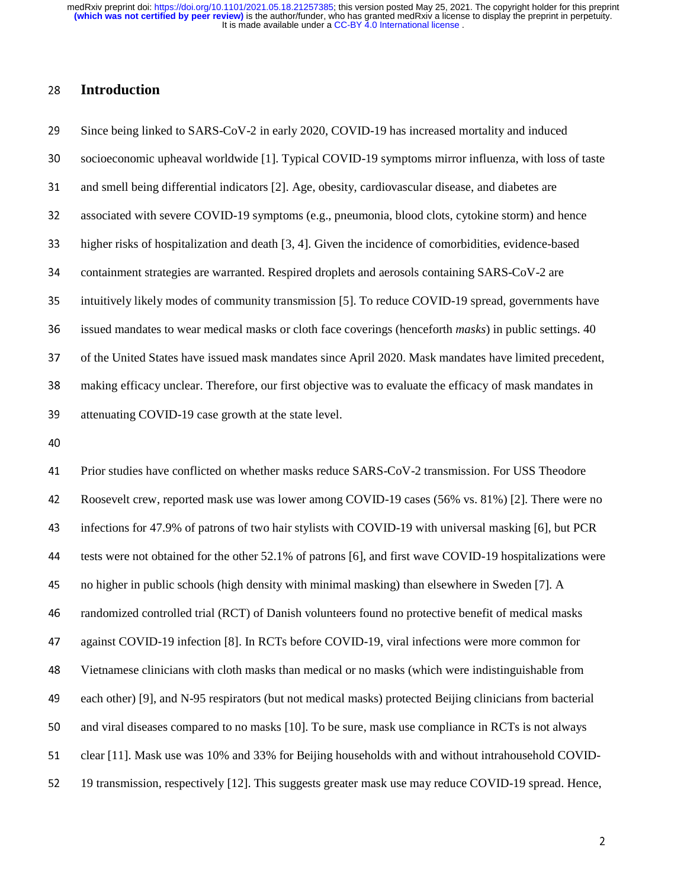## Introduction

Since being linked to SARS-CoV-2 in early 2020, COVID-19 has increased mortality and induced socioeconomic upheaval worldwide [1]. Typical COVID-19 symptoms mirror influenza, with loss of taste and smell being differential indicators [2]. Age, obesity, cardiovascular disease, and diabetes are associated with severe COVID-19 symptoms (e.g., pneumonia, blood clots, cytokine storm) and hence higher risks of hospitalization and death [3, 4]. Given the incidence of comorbidities, evidence-based containment strategies are warranted. Respired droplets and aerosols containing SARS-CoV-2 are intuitively likely modes of community transmission [5]. To reduce COVID-19 spread, governments have issued mandates to wear medical masks or cloth face coverings (henceforth *masks*) in public settings. 40 of the United States have issued mask mandates since April 2020. Mask mandates have limited precedent, making efficacy unclear. Therefore, our first objective was to evaluate the efficacy of mask mandates in attenuating COVID-19 case growth at the state level.

Prior studies have conflicted on whether masks reduce SARS-CoV-2 transmission. For USS Theodore Roosevelt crew, reported mask use was lower among COVID-19 cases (56% vs. 81%) [2]. There were no infections for 47.9% of patrons of two hair stylists with COVID-19 with universal masking [6], but PCR tests were not obtained for the other 52.1% of patrons [6], and first wave COVID-19 hospitalizations were no higher in public schools (high density with minimal masking) than elsewhere in Sweden [7]. A randomized controlled trial (RCT) of Danish volunteers found no protective benefit of medical masks against COVID-19 infection [8]. In RCTs before COVID-19, viral infections were more common for Vietnamese clinicians with cloth masks than medical or no masks (which were indistinguishable from each other) [9], and N-95 respirators (but not medical masks) protected Beijing clinicians from bacterial and viral diseases compared to no masks [10]. To be sure, mask use compliance in RCTs is not always clear [11]. Mask use was 10% and 33% for Beijing households with and without intrahousehold COVID-19 transmission, respectively [12]. This suggests greater mask use may reduce COVID-19 spread. Hence,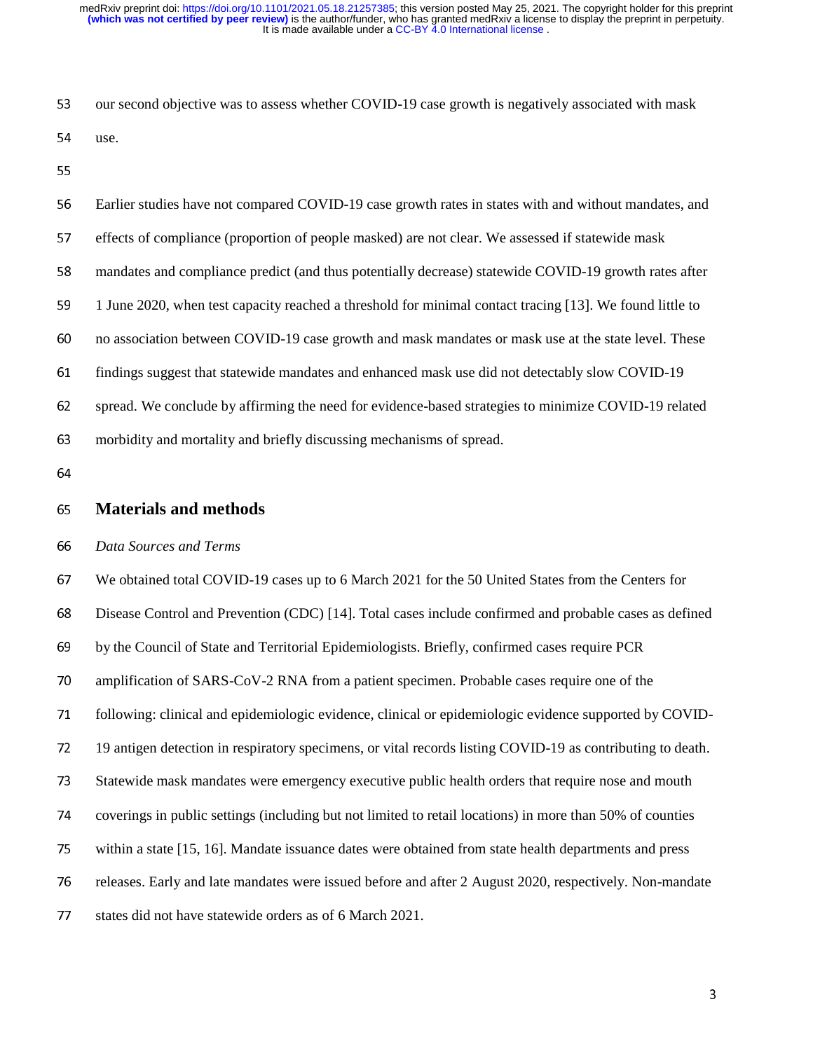our second objective was to assess whether COVID-19 case growth is negatively associated with mask use.

Earlier studies have not compared COVID-19 case growth rates in states with and without mandates, and effects of compliance (proportion of people masked) are not clear. We assessed if statewide mask mandates and compliance predict (and thus potentially decrease) statewide COVID-19 growth rates after 1 June 2020, when test capacity reached a threshold for minimal contact tracing [13]. We found little to no association between COVID-19 case growth and mask mandates or mask use at the state level. These findings suggest that statewide mandates and enhanced mask use did not detectably slow COVID-19 spread. We conclude by affirming the need for evidence-based strategies to minimize COVID-19 related morbidity and mortality and briefly discussing mechanisms of spread.

## Materials and methods

*Data Sources and Terms*

We obtained total COVID-19 cases up to 6 March 2021 for the 50 United States from the Centers for Disease Control and Prevention (CDC) [14]. Total cases include confirmed and probable cases as defined by the Council of State and Territorial Epidemiologists. Briefly, confirmed cases require PCR amplification of SARS-CoV-2 RNA from a patient specimen. Probable cases require one of the following: clinical and epidemiologic evidence, clinical or epidemiologic evidence supported by COVID-19 antigen detection in respiratory specimens, or vital records listing COVID-19 as contributing to death. Statewide mask mandates were emergency executive public health orders that require nose and mouth coverings in public settings (including but not limited to retail locations) in more than 50% of counties within a state [15, 16]. Mandate issuance dates were obtained from state health departments and press releases. Early and late mandates were issued before and after 2 August 2020, respectively. Non-mandate states did not have statewide orders as of 6 March 2021.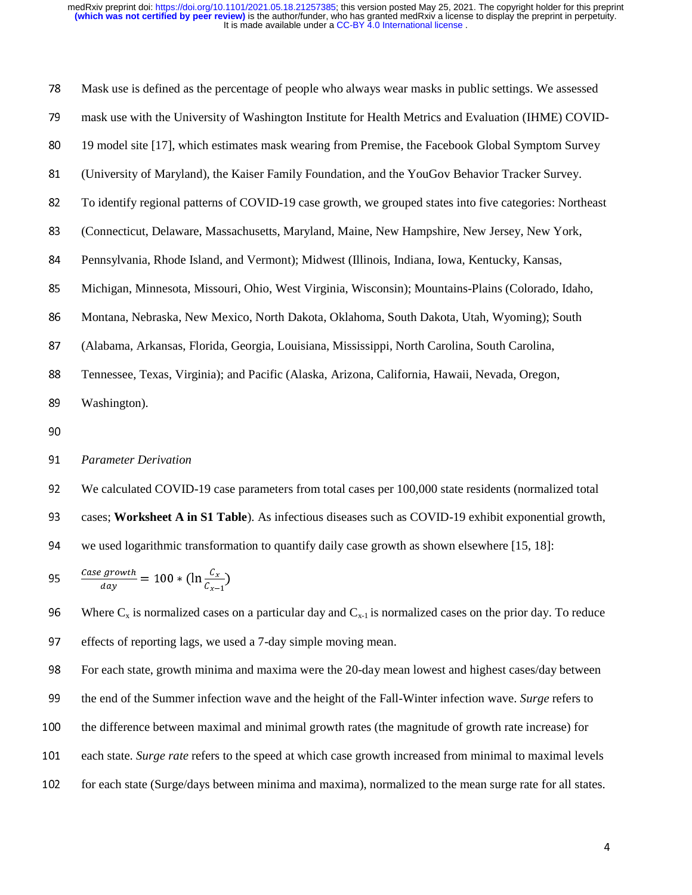Mask use is defined as the percentage of people who always wear masks in public settings. We assessed mask use with the University of Washington Institute for Health Metrics and Evaluation (IHME) COVID-19 model site [17], which estimates mask wearing from Premise, the Facebook Global Symptom Survey (University of Maryland), the Kaiser Family Foundation, and the YouGov Behavior Tracker Survey. To identify regional patterns of COVID-19 case growth, we grouped states into five categories: Northeast (Connecticut, Delaware, Massachusetts, Maryland, Maine, New Hampshire, New Jersey, New York, Pennsylvania, Rhode Island, and Vermont); Midwest (Illinois, Indiana, Iowa, Kentucky, Kansas, Michigan, Minnesota, Missouri, Ohio, West Virginia, Wisconsin); Mountains-Plains (Colorado, Idaho, Montana, Nebraska, New Mexico, North Dakota, Oklahoma, South Dakota, Utah, Wyoming); South (Alabama, Arkansas, Florida, Georgia, Louisiana, Mississippi, North Carolina, South Carolina, Tennessee, Texas, Virginia); and Pacific (Alaska, Arizona, California, Hawaii, Nevada, Oregon, Washington).

*Parameter Derivation*

We calculated COVID-19 case parameters from total cases per 100,000 state residents (normalized total cases; **Worksheet A in S1 Table**). As infectious diseases such as COVID-19 exhibit exponential growth, we used logarithmic transformation to quantify daily case growth as shown elsewhere [15, 18]:

$$\frac{Case\ growth}{day} = 100 * \left(\ln\frac{C_x}{C_{x-1}}\right)$$

Where $C_x$ is normalized cases on a particular day and $C_{x-1}$ is normalized cases on the prior day. To reduce effects of reporting lags, we used a 7-day simple moving mean.

For each state, growth minima and maxima were the 20-day mean lowest and highest cases/day between the end of the Summer infection wave and the height of the Fall-Winter infection wave. *Surge* refers to the difference between maximal and minimal growth rates (the magnitude of growth rate increase) for each state. *Surge rate* refers to the speed at which case growth increased from minimal to maximal levels for each state (Surge/days between minima and maxima), normalized to the mean surge rate for all states.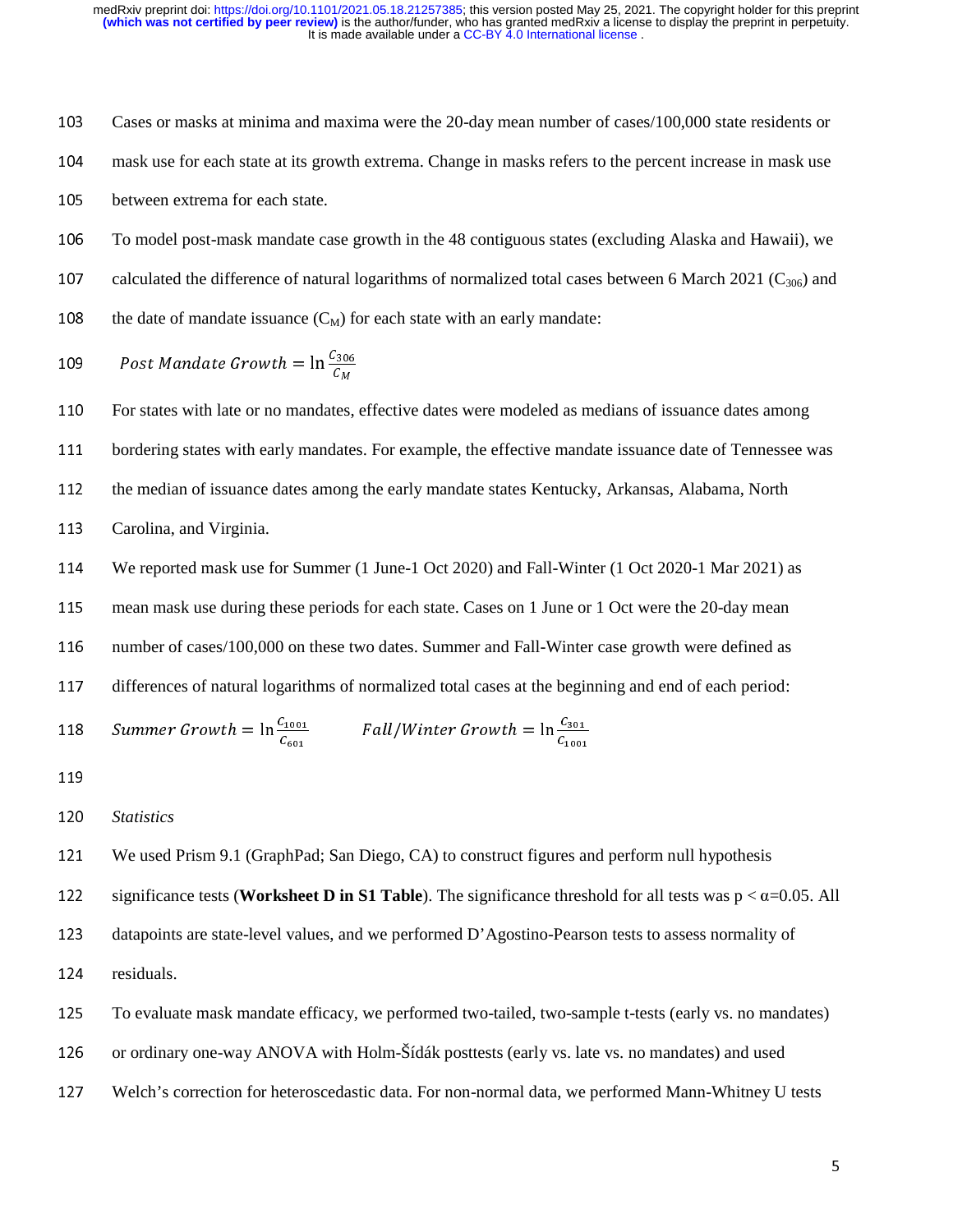Cases or masks at minima and maxima were the 20-day mean number of cases/100,000 state residents or mask use for each state at its growth extrema. Change in masks refers to the percent increase in mask use between extrema for each state.

To model post-mask mandate case growth in the 48 contiguous states (excluding Alaska and Hawaii), we calculated the difference of natural logarithms of normalized total cases between 6 March 2021 ($C_{306}$) and the date of mandate issuance ($C_M$) for each state with an early mandate:

$$Post\ Mandate\ Growth = \ln \frac{C_{306}}{C_M}$$

For states with late or no mandates, effective dates were modeled as medians of issuance dates among bordering states with early mandates. For example, the effective mandate issuance date of Tennessee was the median of issuance dates among the early mandate states Kentucky, Arkansas, Alabama, North Carolina, and Virginia.

We reported mask use for Summer (1 June-1 Oct 2020) and Fall-Winter (1 Oct 2020-1 Mar 2021) as mean mask use during these periods for each state. Cases on 1 June or 1 Oct were the 20-day mean number of cases/100,000 on these two dates. Summer and Fall-Winter case growth were defined as differences of natural logarithms of normalized total cases at the beginning and end of each period:

$$Summer\ Growth = \ln \frac{C_{1001}}{C_{601}} \qquad Fall/Winter\ Growth = \ln \frac{C_{301}}{C_{1001}}$$

*Statistics*

We used Prism 9.1 (GraphPad; San Diego, CA) to construct figures and perform null hypothesis significance tests (**Worksheet D in S1 Table**). The significance threshold for all tests was $p < \alpha = 0.05$. All datapoints are state-level values, and we performed D'Agostino-Pearson tests to assess normality of residuals.

To evaluate mask mandate efficacy, we performed two-tailed, two-sample t-tests (early vs. no mandates) or ordinary one-way ANOVA with Holm-Šídák posttests (early vs. late vs. no mandates) and used Welch's correction for heteroscedastic data. For non-normal data, we performed Mann-Whitney U tests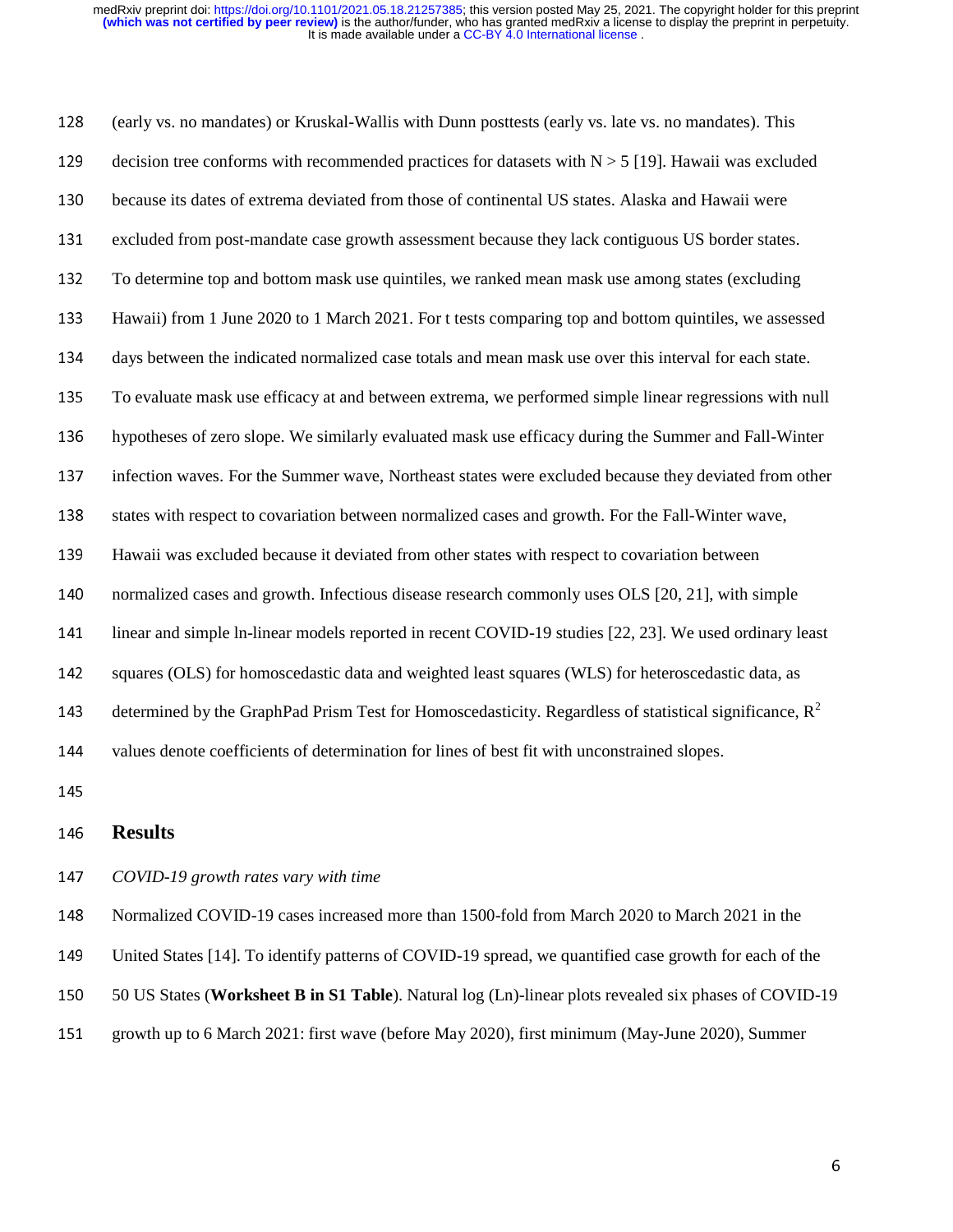(early vs. no mandates) or Kruskal-Wallis with Dunn posttests (early vs. late vs. no mandates). This decision tree conforms with recommended practices for datasets with N > 5 [19]. Hawaii was excluded because its dates of extrema deviated from those of continental US states. Alaska and Hawaii were excluded from post-mandate case growth assessment because they lack contiguous US border states. To determine top and bottom mask use quintiles, we ranked mean mask use among states (excluding Hawaii) from 1 June 2020 to 1 March 2021. For t tests comparing top and bottom quintiles, we assessed days between the indicated normalized case totals and mean mask use over this interval for each state. To evaluate mask use efficacy at and between extrema, we performed simple linear regressions with null hypotheses of zero slope. We similarly evaluated mask use efficacy during the Summer and Fall-Winter infection waves. For the Summer wave, Northeast states were excluded because they deviated from other states with respect to covariation between normalized cases and growth. For the Fall-Winter wave, Hawaii was excluded because it deviated from other states with respect to covariation between normalized cases and growth. Infectious disease research commonly uses OLS [20, 21], with simple linear and simple ln-linear models reported in recent COVID-19 studies [22, 23]. We used ordinary least squares (OLS) for homoscedastic data and weighted least squares (WLS) for heteroscedastic data, as determined by the GraphPad Prism Test for Homoscedasticity. Regardless of statistical significance, $R^2$ values denote coefficients of determination for lines of best fit with unconstrained slopes.

## Results

*COVID-19 growth rates vary with time*

Normalized COVID-19 cases increased more than 1500-fold from March 2020 to March 2021 in the United States [14]. To identify patterns of COVID-19 spread, we quantified case growth for each of the 50 US States (**Worksheet B in S1 Table**). Natural log (Ln)-linear plots revealed six phases of COVID-19 growth up to 6 March 2021: first wave (before May 2020), first minimum (May-June 2020), Summer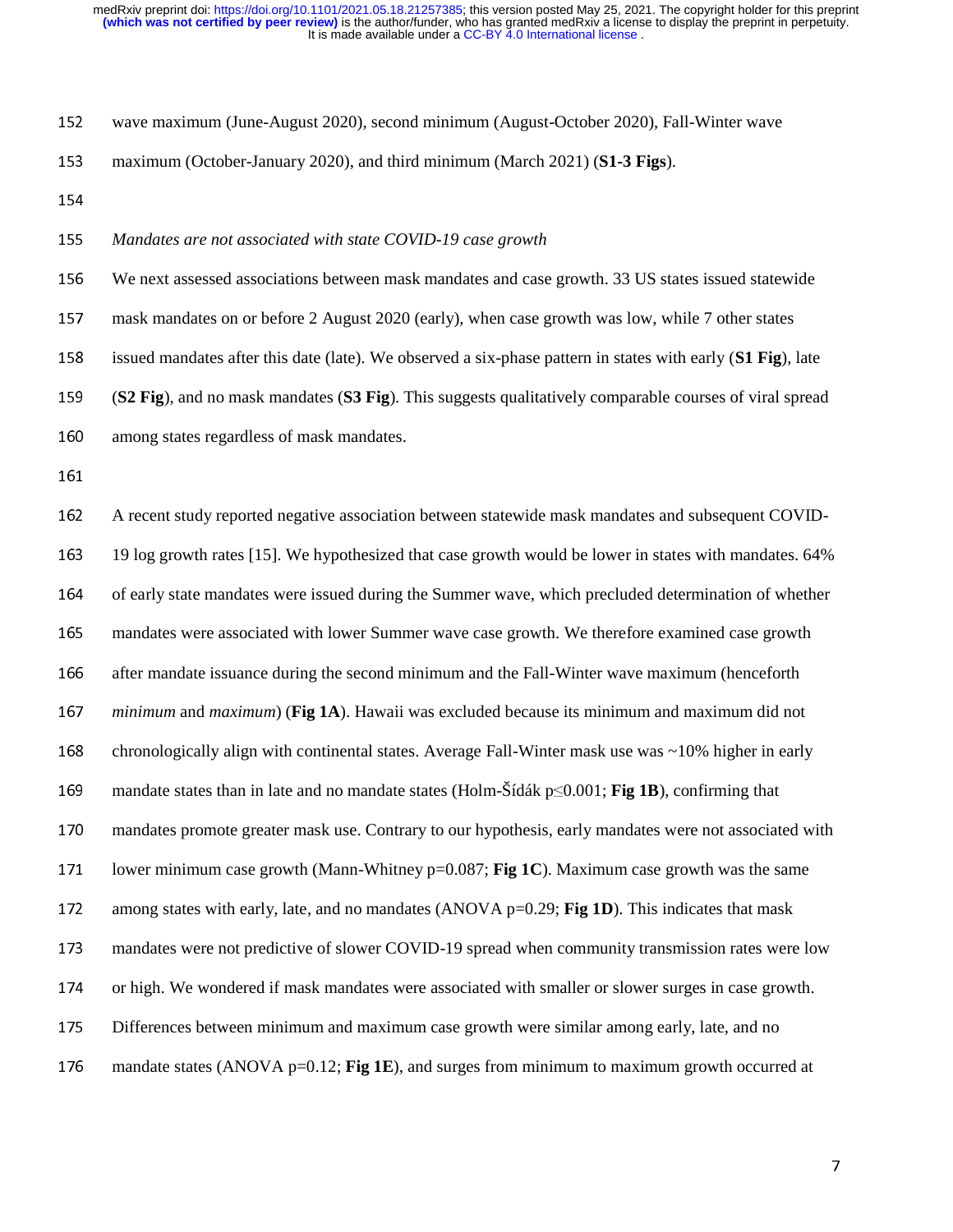wave maximum (June-August 2020), second minimum (August-October 2020), Fall-Winter wave maximum (October-January 2020), and third minimum (March 2021) (**S1-3 Figs**).

*Mandates are not associated with state COVID-19 case growth*

We next assessed associations between mask mandates and case growth. 33 US states issued statewide mask mandates on or before 2 August 2020 (early), when case growth was low, while 7 other states issued mandates after this date (late). We observed a six-phase pattern in states with early (**S1 Fig**), late (**S2 Fig**), and no mask mandates (**S3 Fig**). This suggests qualitatively comparable courses of viral spread among states regardless of mask mandates.

A recent study reported negative association between statewide mask mandates and subsequent COVID-19 log growth rates [15]. We hypothesized that case growth would be lower in states with mandates. 64% of early state mandates were issued during the Summer wave, which precluded determination of whether mandates were associated with lower Summer wave case growth. We therefore examined case growth after mandate issuance during the second minimum and the Fall-Winter wave maximum (henceforth *minimum* and *maximum*) (**Fig 1A**). Hawaii was excluded because its minimum and maximum did not chronologically align with continental states. Average Fall-Winter mask use was ~10% higher in early mandate states than in late and no mandate states (Holm-Šídák $p \leq 0.001$; **Fig 1B**), confirming that mandates promote greater mask use. Contrary to our hypothesis, early mandates were not associated with lower minimum case growth (Mann-Whitney $p=0.087$; **Fig 1C**). Maximum case growth was the same among states with early, late, and no mandates (ANOVA $p=0.29$; **Fig 1D**). This indicates that mask mandates were not predictive of slower COVID-19 spread when community transmission rates were low or high. We wondered if mask mandates were associated with smaller or slower surges in case growth. Differences between minimum and maximum case growth were similar among early, late, and no mandate states (ANOVA $p=0.12$; **Fig 1E**), and surges from minimum to maximum growth occurred at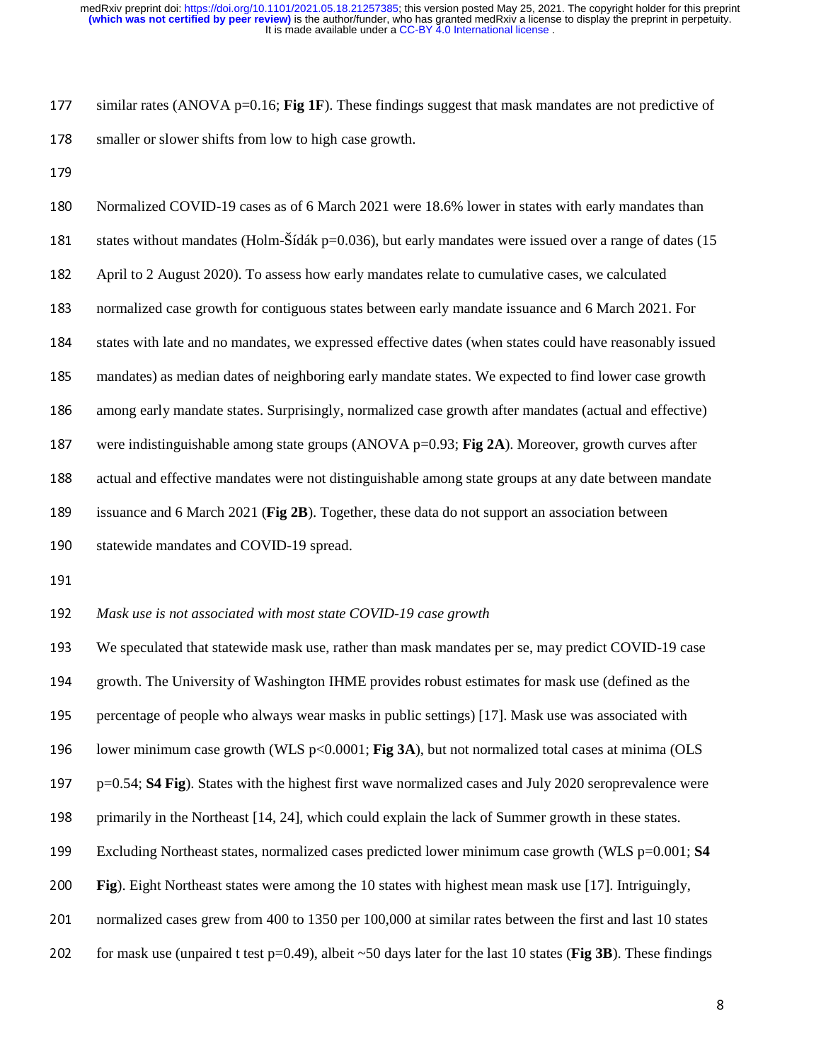similar rates (ANOVA p=0.16; **Fig 1F**). These findings suggest that mask mandates are not predictive of smaller or slower shifts from low to high case growth.

Normalized COVID-19 cases as of 6 March 2021 were 18.6% lower in states with early mandates than states without mandates (Holm-Šídák p=0.036), but early mandates were issued over a range of dates (15 April to 2 August 2020). To assess how early mandates relate to cumulative cases, we calculated normalized case growth for contiguous states between early mandate issuance and 6 March 2021. For states with late and no mandates, we expressed effective dates (when states could have reasonably issued mandates) as median dates of neighboring early mandate states. We expected to find lower case growth among early mandate states. Surprisingly, normalized case growth after mandates (actual and effective) were indistinguishable among state groups (ANOVA p=0.93; **Fig 2A**). Moreover, growth curves after actual and effective mandates were not distinguishable among state groups at any date between mandate issuance and 6 March 2021 (**Fig 2B**). Together, these data do not support an association between statewide mandates and COVID-19 spread.

*Mask use is not associated with most state COVID-19 case growth*

We speculated that statewide mask use, rather than mask mandates per se, may predict COVID-19 case growth. The University of Washington IHME provides robust estimates for mask use (defined as the percentage of people who always wear masks in public settings) [17]. Mask use was associated with lower minimum case growth (WLS p<0.0001; **Fig 3A**), but not normalized total cases at minima (OLS p=0.54; **S4 Fig**). States with the highest first wave normalized cases and July 2020 seroprevalence were primarily in the Northeast [14, 24], which could explain the lack of Summer growth in these states. Excluding Northeast states, normalized cases predicted lower minimum case growth (WLS p=0.001; **S4 Fig**). Eight Northeast states were among the 10 states with highest mean mask use [17]. Intriguingly, normalized cases grew from 400 to 1350 per 100,000 at similar rates between the first and last 10 states for mask use (unpaired t test p=0.49), albeit ~50 days later for the last 10 states (**Fig 3B**). These findings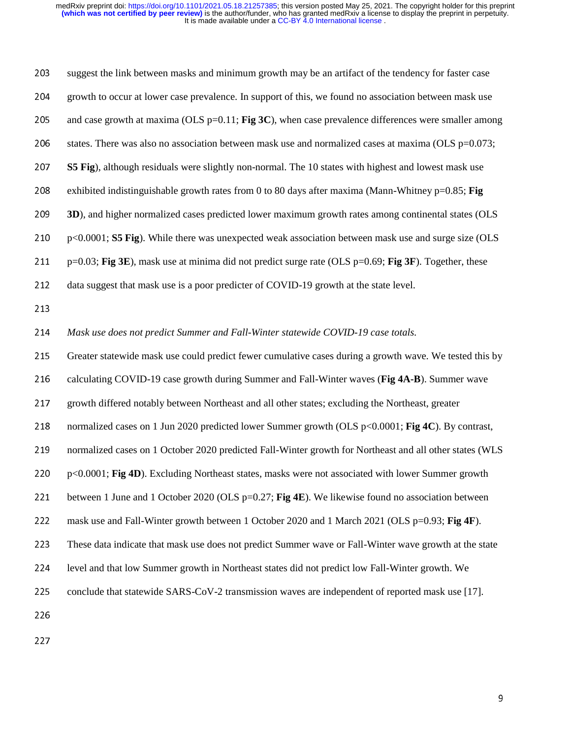suggest the link between masks and minimum growth may be an artifact of the tendency for faster case growth to occur at lower case prevalence. In support of this, we found no association between mask use and case growth at maxima (OLS $p=0.11$; **Fig 3C**), when case prevalence differences were smaller among states. There was also no association between mask use and normalized cases at maxima (OLS $p=0.073$; **S5 Fig**), although residuals were slightly non-normal. The 10 states with highest and lowest mask use exhibited indistinguishable growth rates from 0 to 80 days after maxima (Mann-Whitney $p=0.85$; **Fig 3D**), and higher normalized cases predicted lower maximum growth rates among continental states (OLS $p<0.0001$; **S5 Fig**). While there was unexpected weak association between mask use and surge size (OLS $p=0.03$; **Fig 3E**), mask use at minima did not predict surge rate (OLS $p=0.69$; **Fig 3F**). Together, these data suggest that mask use is a poor predicter of COVID-19 growth at the state level.

*Mask use does not predict Summer and Fall-Winter statewide COVID-19 case totals.*

Greater statewide mask use could predict fewer cumulative cases during a growth wave. We tested this by calculating COVID-19 case growth during Summer and Fall-Winter waves (**Fig 4A-B**). Summer wave growth differed notably between Northeast and all other states; excluding the Northeast, greater normalized cases on 1 Jun 2020 predicted lower Summer growth (OLS $p<0.0001$; **Fig 4C**). By contrast, normalized cases on 1 October 2020 predicted Fall-Winter growth for Northeast and all other states (WLS $p<0.0001$; **Fig 4D**). Excluding Northeast states, masks were not associated with lower Summer growth between 1 June and 1 October 2020 (OLS $p=0.27$; **Fig 4E**). We likewise found no association between mask use and Fall-Winter growth between 1 October 2020 and 1 March 2021 (OLS $p=0.93$; **Fig 4F**). These data indicate that mask use does not predict Summer wave or Fall-Winter wave growth at the state level and that low Summer growth in Northeast states did not predict low Fall-Winter growth. We conclude that statewide SARS-CoV-2 transmission waves are independent of reported mask use [17].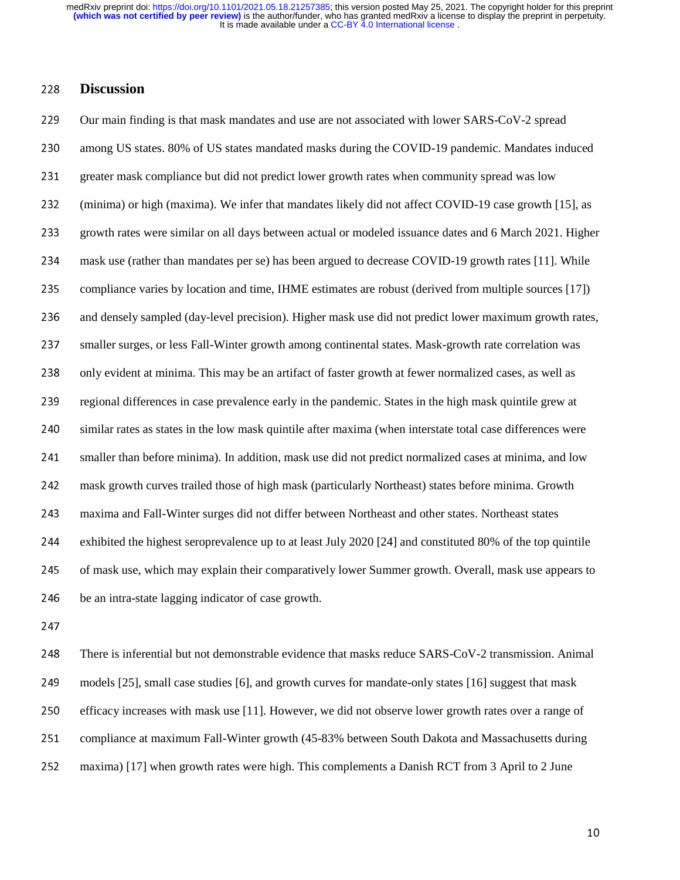## Discussion

Our main finding is that mask mandates and use are not associated with lower SARS-CoV-2 spread among US states. 80% of US states mandated masks during the COVID-19 pandemic. Mandates induced greater mask compliance but did not predict lower growth rates when community spread was low (minima) or high (maxima). We infer that mandates likely did not affect COVID-19 case growth [15], as growth rates were similar on all days between actual or modeled issuance dates and 6 March 2021. Higher mask use (rather than mandates per se) has been argued to decrease COVID-19 growth rates [11]. While compliance varies by location and time, IHME estimates are robust (derived from multiple sources [17]) and densely sampled (day-level precision). Higher mask use did not predict lower maximum growth rates, smaller surges, or less Fall-Winter growth among continental states. Mask-growth rate correlation was only evident at minima. This may be an artifact of faster growth at fewer normalized cases, as well as regional differences in case prevalence early in the pandemic. States in the high mask quintile grew at similar rates as states in the low mask quintile after maxima (when interstate total case differences were smaller than before minima). In addition, mask use did not predict normalized cases at minima, and low mask growth curves trailed those of high mask (particularly Northeast) states before minima. Growth maxima and Fall-Winter surges did not differ between Northeast and other states. Northeast states exhibited the highest seroprevalence up to at least July 2020 [24] and constituted 80% of the top quintile of mask use, which may explain their comparatively lower Summer growth. Overall, mask use appears to be an intra-state lagging indicator of case growth.

There is inferential but not demonstrable evidence that masks reduce SARS-CoV-2 transmission. Animal models [25], small case studies [6], and growth curves for mandate-only states [16] suggest that mask efficacy increases with mask use [11]. However, we did not observe lower growth rates over a range of compliance at maximum Fall-Winter growth (45-83% between South Dakota and Massachusetts during maxima) [17] when growth rates were high. This complements a Danish RCT from 3 April to 2 June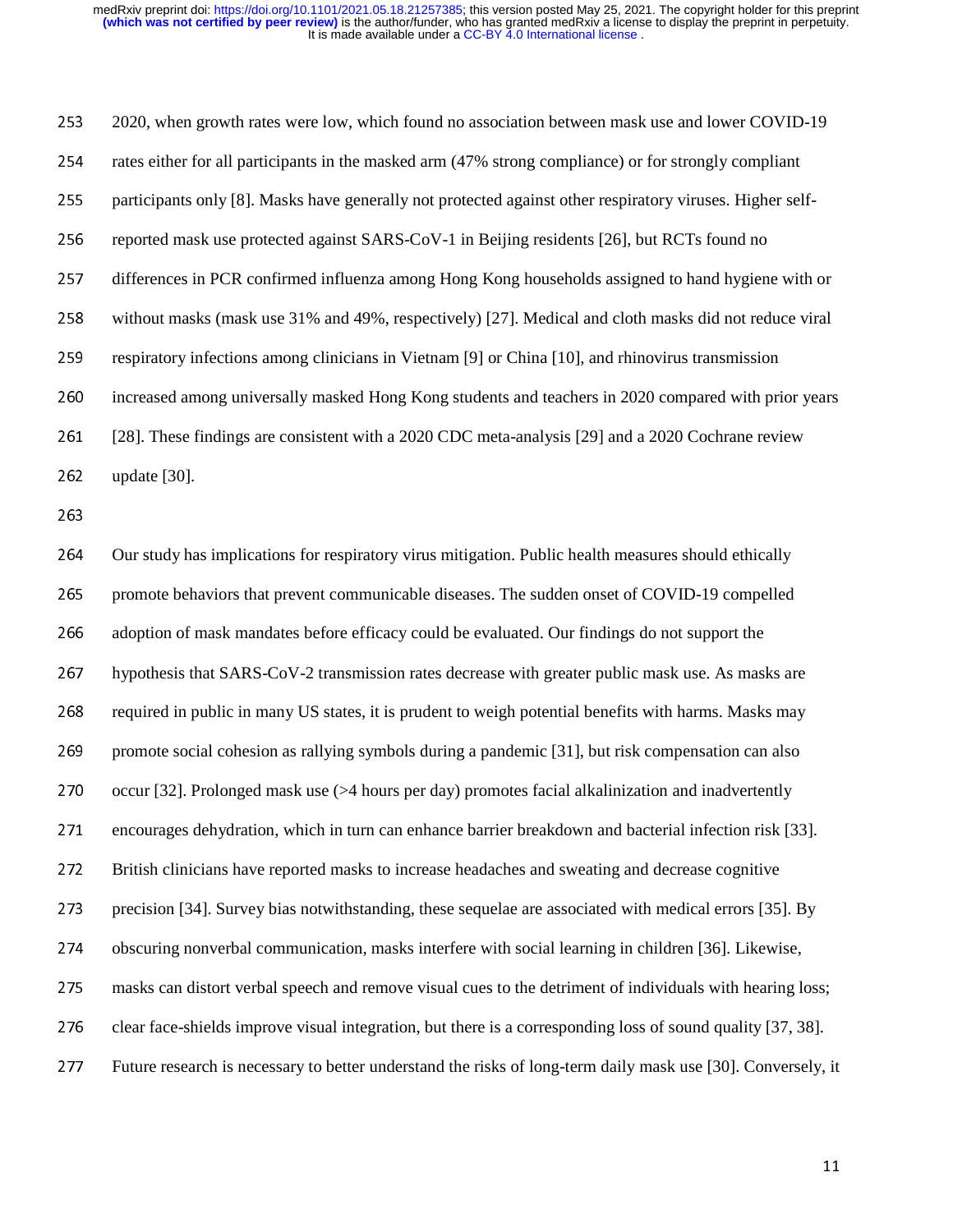2020, when growth rates were low, which found no association between mask use and lower COVID-19 rates either for all participants in the masked arm (47% strong compliance) or for strongly compliant participants only [8]. Masks have generally not protected against other respiratory viruses. Higher self-reported mask use protected against SARS-CoV-1 in Beijing residents [26], but RCTs found no differences in PCR confirmed influenza among Hong Kong households assigned to hand hygiene with or without masks (mask use 31% and 49%, respectively) [27]. Medical and cloth masks did not reduce viral respiratory infections among clinicians in Vietnam [9] or China [10], and rhinovirus transmission increased among universally masked Hong Kong students and teachers in 2020 compared with prior years [28]. These findings are consistent with a 2020 CDC meta-analysis [29] and a 2020 Cochrane review update [30].

Our study has implications for respiratory virus mitigation. Public health measures should ethically promote behaviors that prevent communicable diseases. The sudden onset of COVID-19 compelled adoption of mask mandates before efficacy could be evaluated. Our findings do not support the hypothesis that SARS-CoV-2 transmission rates decrease with greater public mask use. As masks are required in public in many US states, it is prudent to weigh potential benefits with harms. Masks may promote social cohesion as rallying symbols during a pandemic [31], but risk compensation can also occur [32]. Prolonged mask use (>4 hours per day) promotes facial alkalinization and inadvertently encourages dehydration, which in turn can enhance barrier breakdown and bacterial infection risk [33]. British clinicians have reported masks to increase headaches and sweating and decrease cognitive precision [34]. Survey bias notwithstanding, these sequelae are associated with medical errors [35]. By obscuring nonverbal communication, masks interfere with social learning in children [36]. Likewise, masks can distort verbal speech and remove visual cues to the detriment of individuals with hearing loss; clear face-shields improve visual integration, but there is a corresponding loss of sound quality [37, 38]. Future research is necessary to better understand the risks of long-term daily mask use [30]. Conversely, it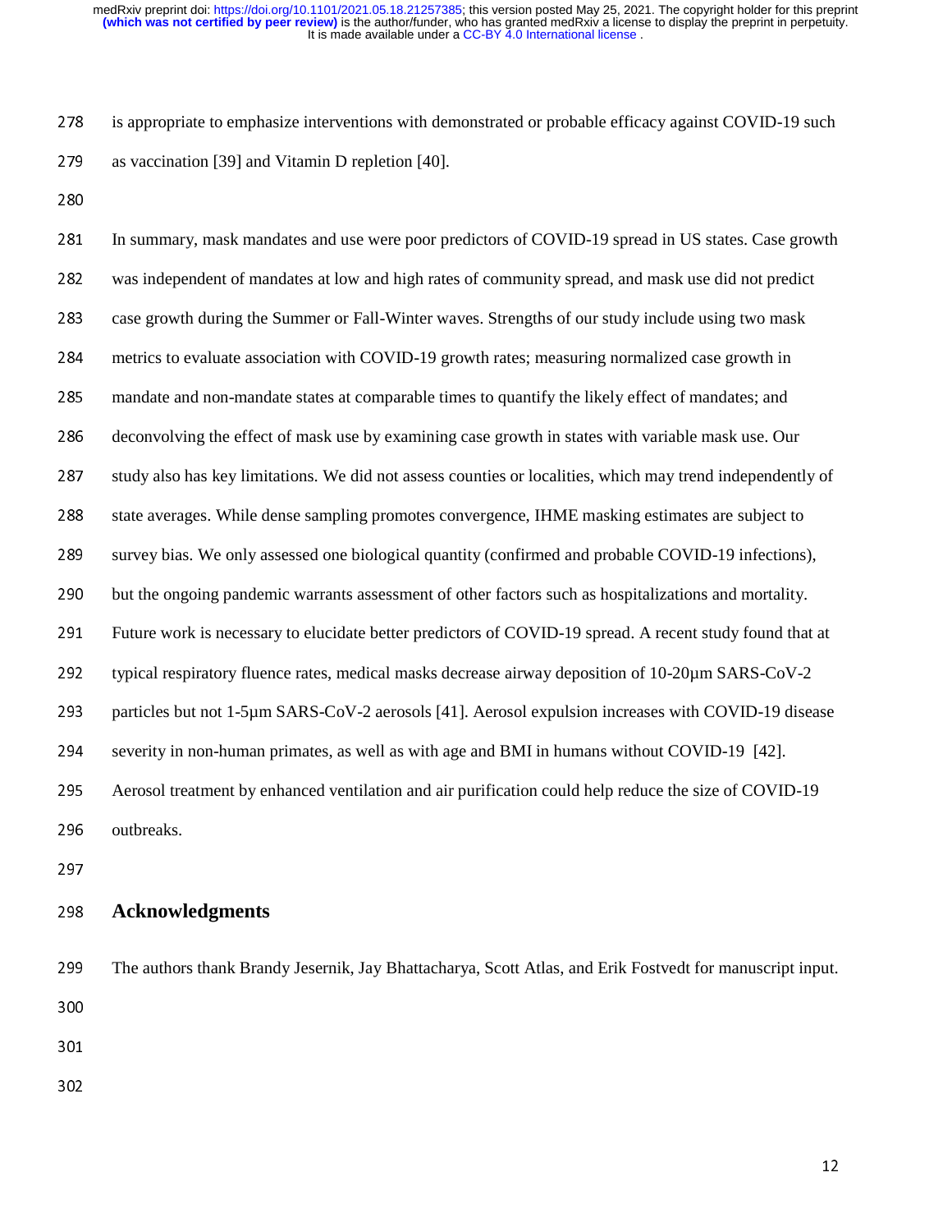is appropriate to emphasize interventions with demonstrated or probable efficacy against COVID-19 such as vaccination [39] and Vitamin D repletion [40].

In summary, mask mandates and use were poor predictors of COVID-19 spread in US states. Case growth was independent of mandates at low and high rates of community spread, and mask use did not predict case growth during the Summer or Fall-Winter waves. Strengths of our study include using two mask metrics to evaluate association with COVID-19 growth rates; measuring normalized case growth in mandate and non-mandate states at comparable times to quantify the likely effect of mandates; and deconvolving the effect of mask use by examining case growth in states with variable mask use. Our study also has key limitations. We did not assess counties or localities, which may trend independently of state averages. While dense sampling promotes convergence, IHME masking estimates are subject to survey bias. We only assessed one biological quantity (confirmed and probable COVID-19 infections), but the ongoing pandemic warrants assessment of other factors such as hospitalizations and mortality. Future work is necessary to elucidate better predictors of COVID-19 spread. A recent study found that at typical respiratory fluence rates, medical masks decrease airway deposition of 10-20µm SARS-CoV-2 particles but not 1-5µm SARS-CoV-2 aerosols [41]. Aerosol expulsion increases with COVID-19 disease severity in non-human primates, as well as with age and BMI in humans without COVID-19 [42]. Aerosol treatment by enhanced ventilation and air purification could help reduce the size of COVID-19 outbreaks.

## Acknowledgments

The authors thank Brandy Jesernik, Jay Bhattacharya, Scott Atlas, and Erik Fostvedt for manuscript input.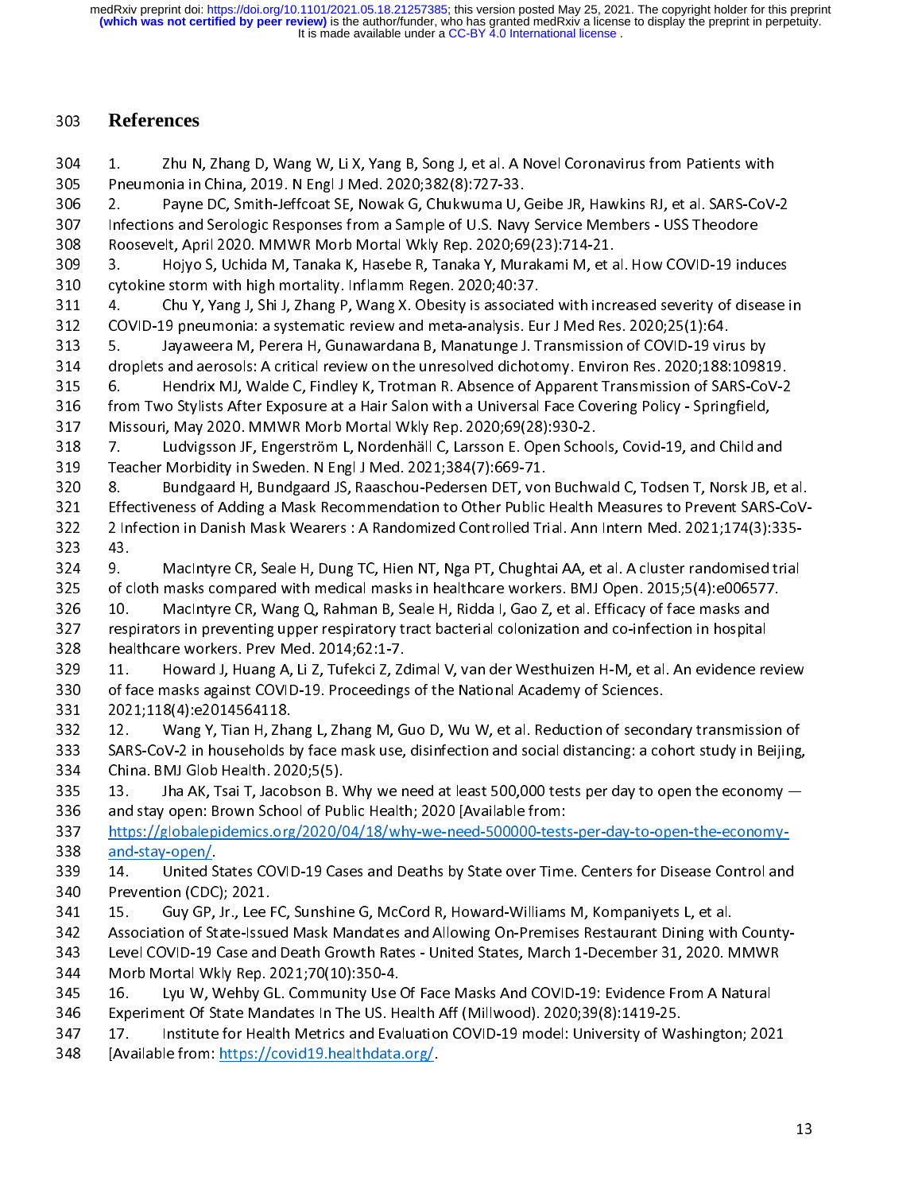# References

1. Zhu N, Zhang D, Wang W, Li X, Yang B, Song J, et al. A Novel Coronavirus from Patients with Pneumonia in China, 2019. N Engl J Med. 2020;382(8):727-33.
2. Payne DC, Smith-Jeffcoat SE, Nowak G, Chukwuma U, Geibe JR, Hawkins RJ, et al. SARS-CoV-2 Infections and Serologic Responses from a Sample of U.S. Navy Service Members - USS Theodore Roosevelt, April 2020. MMWR Morb Mortal Wkly Rep. 2020;69(23):714-21.
3. Hojyo S, Uchida M, Tanaka K, Hasebe R, Tanaka Y, Murakami M, et al. How COVID-19 induces cytokine storm with high mortality. Inflamm Regen. 2020;40:37.
4. Chu Y, Yang J, Shi J, Zhang P, Wang X. Obesity is associated with increased severity of disease in COVID-19 pneumonia: a systematic review and meta-analysis. Eur J Med Res. 2020;25(1):64.
5. Jayaweera M, Perera H, Gunawardana B, Manatunge J. Transmission of COVID-19 virus by droplets and aerosols: A critical review on the unresolved dichotomy. Environ Res. 2020;188:109819.
6. Hendrix MJ, Walde C, Findley K, Trotman R. Absence of Apparent Transmission of SARS-CoV-2 from Two Stylists After Exposure at a Hair Salon with a Universal Face Covering Policy - Springfield, Missouri, May 2020. MMWR Morb Mortal Wkly Rep. 2020;69(28):930-2.
7. Ludvigsson JF, Engerström L, Nordenhäll C, Larsson E. Open Schools, Covid-19, and Child and Teacher Morbidity in Sweden. N Engl J Med. 2021;384(7):669-71.
8. Bundgaard H, Bundgaard JS, Raaschou-Pedersen DET, von Buchwald C, Todsen T, Norsk JB, et al. Effectiveness of Adding a Mask Recommendation to Other Public Health Measures to Prevent SARS-CoV-2 Infection in Danish Mask Wearers : A Randomized Controlled Trial. Ann Intern Med. 2021;174(3):335-43.
9. MacIntyre CR, Seale H, Dung TC, Hien NT, Nga PT, Chughtai AA, et al. A cluster randomised trial of cloth masks compared with medical masks in healthcare workers. BMJ Open. 2015;5(4):e006577.
10. MacIntyre CR, Wang Q, Rahman B, Seale H, Ridda I, Gao Z, et al. Efficacy of face masks and respirators in preventing upper respiratory tract bacterial colonization and co-infection in hospital healthcare workers. Prev Med. 2014;62:1-7.
11. Howard J, Huang A, Li Z, Tufekci Z, Zdimal V, van der Westhuizen H-M, et al. An evidence review of face masks against COVID-19. Proceedings of the National Academy of Sciences. 2021;118(4):e2014564118.
12. Wang Y, Tian H, Zhang L, Zhang M, Guo D, Wu W, et al. Reduction of secondary transmission of SARS-CoV-2 in households by face mask use, disinfection and social distancing: a cohort study in Beijing, China. BMJ Glob Health. 2020;5(5).
13. Jha AK, Tsai T, Jacobson B. Why we need at least 500,000 tests per day to open the economy — and stay open: Brown School of Public Health; 2020 [Available from: https://globalepidemics.org/2020/04/18/why-we-need-500000-tests-per-day-to-open-the-economy-and-stay-open/.
14. United States COVID-19 Cases and Deaths by State over Time. Centers for Disease Control and Prevention (CDC); 2021.
15. Guy GP, Jr., Lee FC, Sunshine G, McCord R, Howard-Williams M, Kompaniyets L, et al. Association of State-Issued Mask Mandates and Allowing On-Premises Restaurant Dining with County-Level COVID-19 Case and Death Growth Rates - United States, March 1-December 31, 2020. MMWR Morb Mortal Wkly Rep. 2021;70(10):350-4.
16. Lyu W, Wehby GL. Community Use Of Face Masks And COVID-19: Evidence From A Natural Experiment Of State Mandates In The US. Health Aff (Millwood). 2020;39(8):1419-25.
17. Institute for Health Metrics and Evaluation COVID-19 model: University of Washington; 2021 [Available from: https://covid19.healthdata.org/.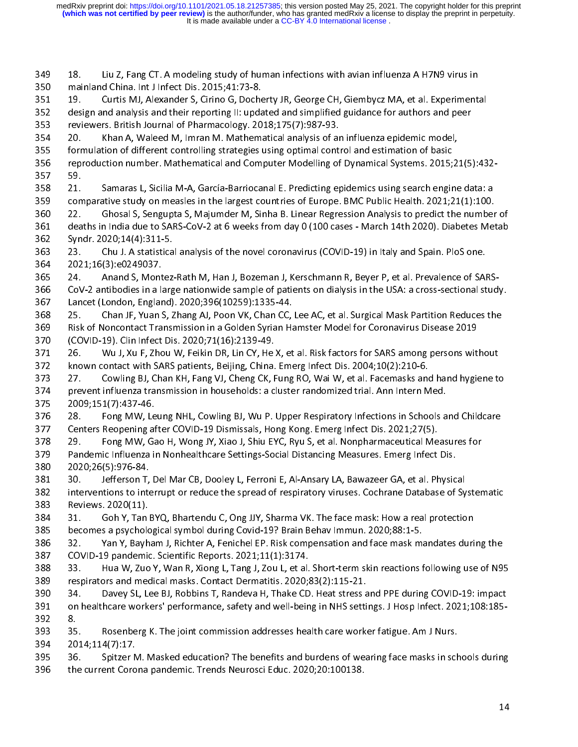18. Liu Z, Fang CT. A modeling study of human infections with avian influenza A H7N9 virus in mainland China. Int J Infect Dis. 2015;41:73-8.

19. Curtis MJ, Alexander S, Cirino G, Docherty JR, George CH, Giembycz MA, et al. Experimental design and analysis and their reporting II: updated and simplified guidance for authors and peer reviewers. British Journal of Pharmacology. 2018;175(7):987-93.

20. Khan A, Waleed M, Imran M. Mathematical analysis of an influenza epidemic model, formulation of different controlling strategies using optimal control and estimation of basic reproduction number. Mathematical and Computer Modelling of Dynamical Systems. 2015;21(5):432-59.

21. Samaras L, Sicilia M-A, García-Barriocanal E. Predicting epidemics using search engine data: a comparative study on measles in the largest countries of Europe. BMC Public Health. 2021;21(1):100.

22. Ghosal S, Sengupta S, Majumder M, Sinha B. Linear Regression Analysis to predict the number of deaths in India due to SARS-CoV-2 at 6 weeks from day 0 (100 cases - March 14th 2020). Diabetes Metab Syndr. 2020;14(4):311-5.

23. Chu J. A statistical analysis of the novel coronavirus (COVID-19) in Italy and Spain. PloS one. 2021;16(3):e0249037.

24. Anand S, Montez-Rath M, Han J, Bozeman J, Kerschmann R, Beyer P, et al. Prevalence of SARS-CoV-2 antibodies in a large nationwide sample of patients on dialysis in the USA: a cross-sectional study. Lancet (London, England). 2020;396(10259):1335-44.

25. Chan JF, Yuan S, Zhang AJ, Poon VK, Chan CC, Lee AC, et al. Surgical Mask Partition Reduces the Risk of Noncontact Transmission in a Golden Syrian Hamster Model for Coronavirus Disease 2019 (COVID-19). Clin Infect Dis. 2020;71(16):2139-49.

26. Wu J, Xu F, Zhou W, Feikin DR, Lin CY, He X, et al. Risk factors for SARS among persons without known contact with SARS patients, Beijing, China. Emerg Infect Dis. 2004;10(2):210-6.

27. Cowling BJ, Chan KH, Fang VJ, Cheng CK, Fung RO, Wai W, et al. Facemasks and hand hygiene to prevent influenza transmission in households: a cluster randomized trial. Ann Intern Med. 2009;151(7):437-46.

28. Fong MW, Leung NHL, Cowling BJ, Wu P. Upper Respiratory Infections in Schools and Childcare Centers Reopening after COVID-19 Dismissals, Hong Kong. Emerg Infect Dis. 2021;27(5).

29. Fong MW, Gao H, Wong JY, Xiao J, Shiu EYC, Ryu S, et al. Nonpharmaceutical Measures for Pandemic Influenza in Nonhealthcare Settings-Social Distancing Measures. Emerg Infect Dis. 2020;26(5):976-84.

30. Jefferson T, Del Mar CB, Dooley L, Ferroni E, Al-Ansary LA, Bawazeer GA, et al. Physical interventions to interrupt or reduce the spread of respiratory viruses. Cochrane Database of Systematic Reviews. 2020(11).

31. Goh Y, Tan BYQ, Bhartendu C, Ong JJY, Sharma VK. The face mask: How a real protection becomes a psychological symbol during Covid-19? Brain Behav Immun. 2020;88:1-5.

32. Yan Y, Bayham J, Richter A, Fenichel EP. Risk compensation and face mask mandates during the COVID-19 pandemic. Scientific Reports. 2021;11(1):3174.

33. Hua W, Zuo Y, Wan R, Xiong L, Tang J, Zou L, et al. Short-term skin reactions following use of N95 respirators and medical masks. Contact Dermatitis. 2020;83(2):115-21.

34. Davey SL, Lee BJ, Robbins T, Randeva H, Thake CD. Heat stress and PPE during COVID-19: impact on healthcare workers' performance, safety and well-being in NHS settings. J Hosp Infect. 2021;108:185-8.

35. Rosenberg K. The joint commission addresses health care worker fatigue. Am J Nurs. 2014;114(7):17.

36. Spitzer M. Masked education? The benefits and burdens of wearing face masks in schools during the current Corona pandemic. Trends Neurosci Educ. 2020;20:100138.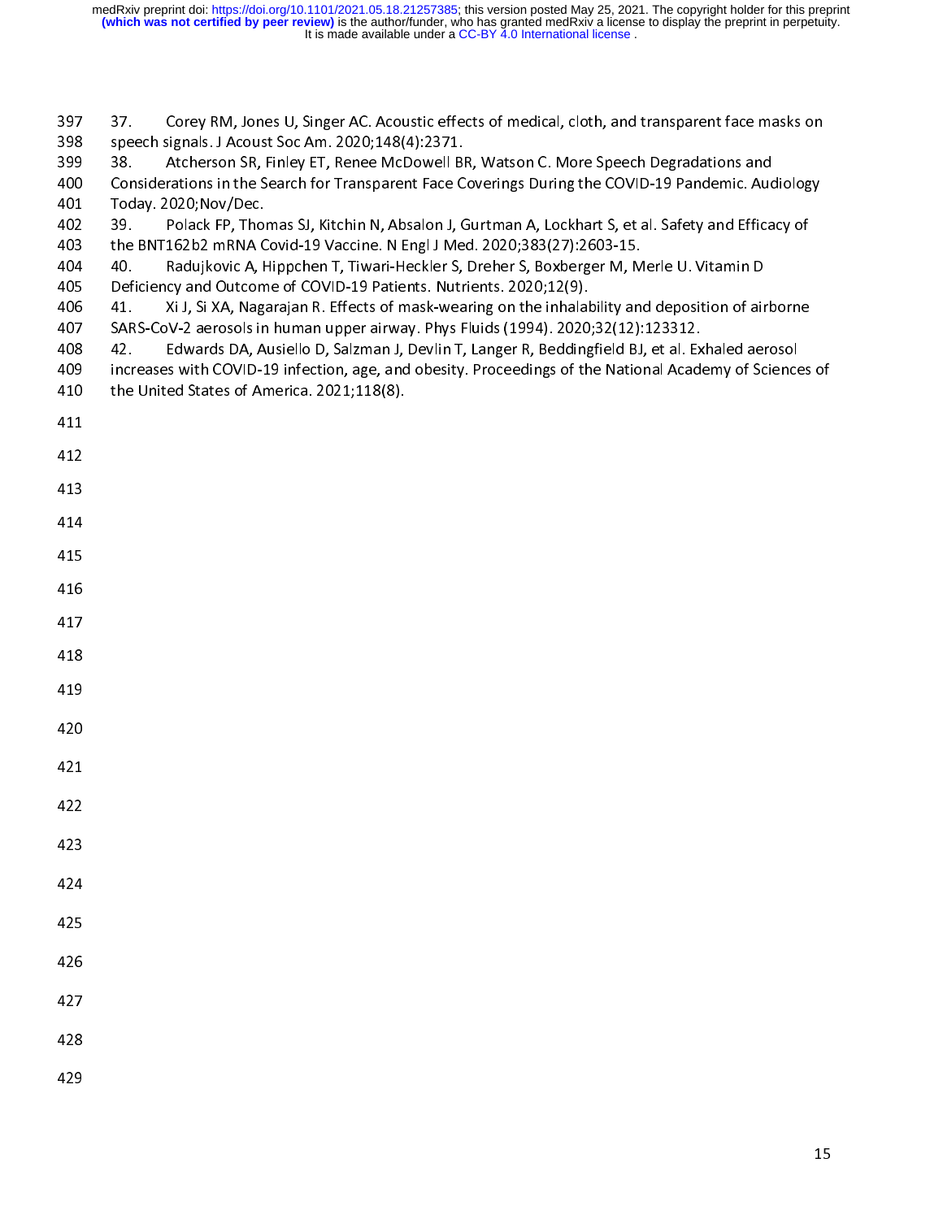37. Corey RM, Jones U, Singer AC. Acoustic effects of medical, cloth, and transparent face masks on speech signals. J Acoust Soc Am. 2020;148(4):2371.

38. Atcherson SR, Finley ET, Renee McDowell BR, Watson C. More Speech Degradations and Considerations in the Search for Transparent Face Coverings During the COVID-19 Pandemic. Audiology Today. 2020;Nov/Dec.

39. Polack FP, Thomas SJ, Kitchin N, Absalon J, Gurtman A, Lockhart S, et al. Safety and Efficacy of the BNT162b2 mRNA Covid-19 Vaccine. N Engl J Med. 2020;383(27):2603-15.

40. Radujkovic A, Hippchen T, Tiwari-Heckler S, Dreher S, Boxberger M, Merle U. Vitamin D Deficiency and Outcome of COVID-19 Patients. Nutrients. 2020;12(9).

41. Xi J, Si XA, Nagarajan R. Effects of mask-wearing on the inhalability and deposition of airborne SARS-CoV-2 aerosols in human upper airway. Phys Fluids (1994). 2020;32(12):123312.

42. Edwards DA, Ausiello D, Salzman J, Devlin T, Langer R, Beddingfield BJ, et al. Exhaled aerosol increases with COVID-19 infection, age, and obesity. Proceedings of the National Academy of Sciences of the United States of America. 2021;118(8).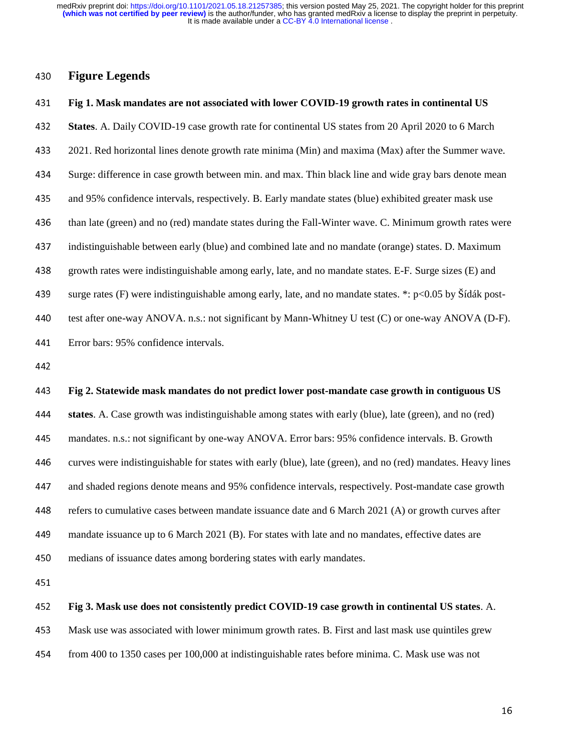## Figure Legends

**Fig 1. Mask mandates are not associated with lower COVID-19 growth rates in continental US States**. A. Daily COVID-19 case growth rate for continental US states from 20 April 2020 to 6 March 2021. Red horizontal lines denote growth rate minima (Min) and maxima (Max) after the Summer wave. Surge: difference in case growth between min. and max. Thin black line and wide gray bars denote mean and 95% confidence intervals, respectively. B. Early mandate states (blue) exhibited greater mask use than late (green) and no (red) mandate states during the Fall-Winter wave. C. Minimum growth rates were indistinguishable between early (blue) and combined late and no mandate (orange) states. D. Maximum growth rates were indistinguishable among early, late, and no mandate states. E-F. Surge sizes (E) and surge rates (F) were indistinguishable among early, late, and no mandate states. *: $p<0.05$ by Šídák post-test after one-way ANOVA. n.s.: not significant by Mann-Whitney U test (C) or one-way ANOVA (D-F). Error bars: 95% confidence intervals.

**Fig 2. Statewide mask mandates do not predict lower post-mandate case growth in contiguous US states**. A. Case growth was indistinguishable among states with early (blue), late (green), and no (red) mandates. n.s.: not significant by one-way ANOVA. Error bars: 95% confidence intervals. B. Growth curves were indistinguishable for states with early (blue), late (green), and no (red) mandates. Heavy lines and shaded regions denote means and 95% confidence intervals, respectively. Post-mandate case growth refers to cumulative cases between mandate issuance date and 6 March 2021 (A) or growth curves after mandate issuance up to 6 March 2021 (B). For states with late and no mandates, effective dates are medians of issuance dates among bordering states with early mandates.

**Fig 3. Mask use does not consistently predict COVID-19 case growth in continental US states**. A. Mask use was associated with lower minimum growth rates. B. First and last mask use quintiles grew from 400 to 1350 cases per 100,000 at indistinguishable rates before minima. C. Mask use was not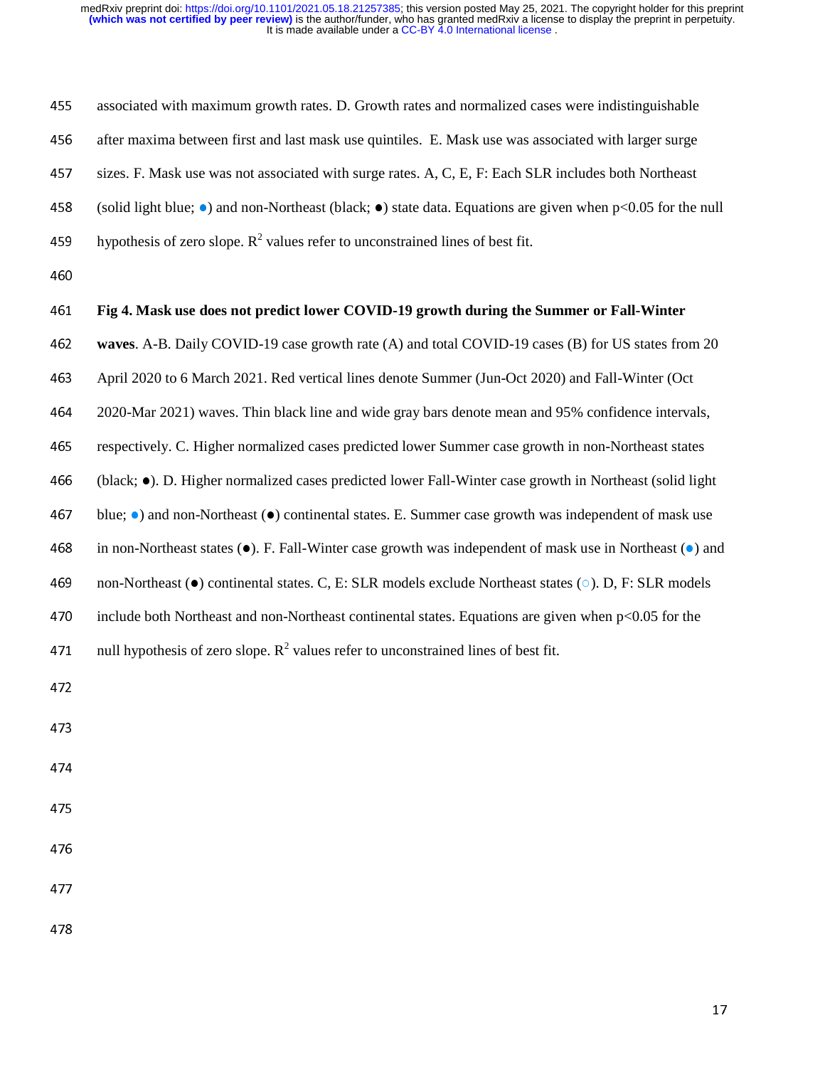associated with maximum growth rates. D. Growth rates and normalized cases were indistinguishable after maxima between first and last mask use quintiles. E. Mask use was associated with larger surge sizes. F. Mask use was not associated with surge rates. A, C, E, F: Each SLR includes both Northeast (solid light blue; ●) and non-Northeast (black; ●) state data. Equations are given when $p<0.05$ for the null hypothesis of zero slope. $R^2$ values refer to unconstrained lines of best fit.

**Fig 4. Mask use does not predict lower COVID-19 growth during the Summer or Fall-Winter waves**. A-B. Daily COVID-19 case growth rate (A) and total COVID-19 cases (B) for US states from 20 April 2020 to 6 March 2021. Red vertical lines denote Summer (Jun-Oct 2020) and Fall-Winter (Oct 2020-Mar 2021) waves. Thin black line and wide gray bars denote mean and 95% confidence intervals, respectively. C. Higher normalized cases predicted lower Summer case growth in non-Northeast states (black; ●). D. Higher normalized cases predicted lower Fall-Winter case growth in Northeast (solid light blue; ●) and non-Northeast (●) continental states. E. Summer case growth was independent of mask use in non-Northeast states (●). F. Fall-Winter case growth was independent of mask use in Northeast (●) and non-Northeast (●) continental states. C, E: SLR models exclude Northeast states (○). D, F: SLR models include both Northeast and non-Northeast continental states. Equations are given when $p<0.05$ for the null hypothesis of zero slope. $R^2$ values refer to unconstrained lines of best fit.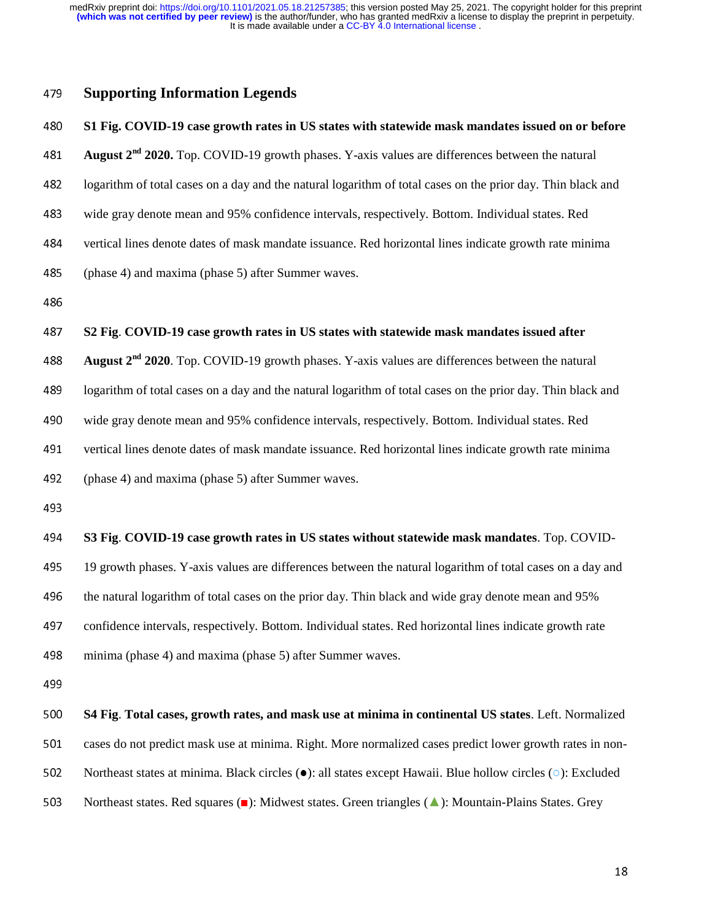## Supporting Information Legends

**S1 Fig. COVID-19 case growth rates in US states with statewide mask mandates issued on or before August 2nd 2020.** Top. COVID-19 growth phases. Y-axis values are differences between the natural logarithm of total cases on a day and the natural logarithm of total cases on the prior day. Thin black and wide gray denote mean and 95% confidence intervals, respectively. Bottom. Individual states. Red vertical lines denote dates of mask mandate issuance. Red horizontal lines indicate growth rate minima (phase 4) and maxima (phase 5) after Summer waves.

**S2 Fig**. **COVID-19 case growth rates in US states with statewide mask mandates issued after August 2nd 2020**. Top. COVID-19 growth phases. Y-axis values are differences between the natural logarithm of total cases on a day and the natural logarithm of total cases on the prior day. Thin black and wide gray denote mean and 95% confidence intervals, respectively. Bottom. Individual states. Red vertical lines denote dates of mask mandate issuance. Red horizontal lines indicate growth rate minima (phase 4) and maxima (phase 5) after Summer waves.

**S3 Fig**. **COVID-19 case growth rates in US states without statewide mask mandates**. Top. COVID-19 growth phases. Y-axis values are differences between the natural logarithm of total cases on a day and the natural logarithm of total cases on the prior day. Thin black and wide gray denote mean and 95% confidence intervals, respectively. Bottom. Individual states. Red horizontal lines indicate growth rate minima (phase 4) and maxima (phase 5) after Summer waves.

**S4 Fig**. **Total cases, growth rates, and mask use at minima in continental US states**. Left. Normalized cases do not predict mask use at minima. Right. More normalized cases predict lower growth rates in non-Northeast states at minima. Black circles (●): all states except Hawaii. Blue hollow circles (○): Excluded Northeast states. Red squares (■): Midwest states. Green triangles (▲): Mountain-Plains States. Grey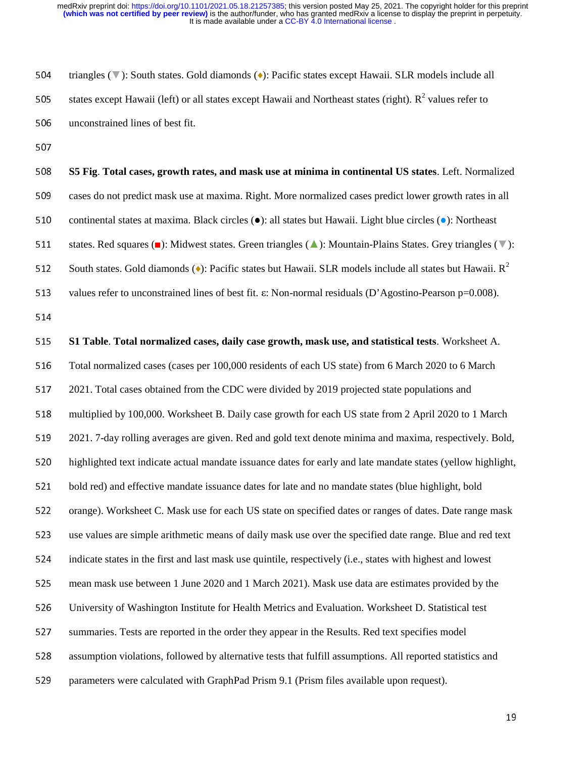triangles (▼): South states. Gold diamonds (♦): Pacific states except Hawaii. SLR models include all states except Hawaii (left) or all states except Hawaii and Northeast states (right). $R^2$ values refer to unconstrained lines of best fit.

**S5 Fig**. **Total cases, growth rates, and mask use at minima in continental US states**. Left. Normalized cases do not predict mask use at maxima. Right. More normalized cases predict lower growth rates in all continental states at maxima. Black circles (●): all states but Hawaii. Light blue circles (●): Northeast states. Red squares (■): Midwest states. Green triangles (▲): Mountain-Plains States. Grey triangles (▼): South states. Gold diamonds (♦): Pacific states but Hawaii. SLR models include all states but Hawaii. $R^2$ values refer to unconstrained lines of best fit. ε: Non-normal residuals (D'Agostino-Pearson p=0.008).

**S1 Table**. **Total normalized cases, daily case growth, mask use, and statistical tests**. Worksheet A. Total normalized cases (cases per 100,000 residents of each US state) from 6 March 2020 to 6 March 2021. Total cases obtained from the CDC were divided by 2019 projected state populations and multiplied by 100,000. Worksheet B. Daily case growth for each US state from 2 April 2020 to 1 March 2021. 7-day rolling averages are given. Red and gold text denote minima and maxima, respectively. Bold, highlighted text indicate actual mandate issuance dates for early and late mandate states (yellow highlight, bold red) and effective mandate issuance dates for late and no mandate states (blue highlight, bold orange). Worksheet C. Mask use for each US state on specified dates or ranges of dates. Date range mask use values are simple arithmetic means of daily mask use over the specified date range. Blue and red text indicate states in the first and last mask use quintile, respectively (i.e., states with highest and lowest mean mask use between 1 June 2020 and 1 March 2021). Mask use data are estimates provided by the University of Washington Institute for Health Metrics and Evaluation. Worksheet D. Statistical test summaries. Tests are reported in the order they appear in the Results. Red text specifies model assumption violations, followed by alternative tests that fulfill assumptions. All reported statistics and parameters were calculated with GraphPad Prism 9.1 (Prism files available upon request).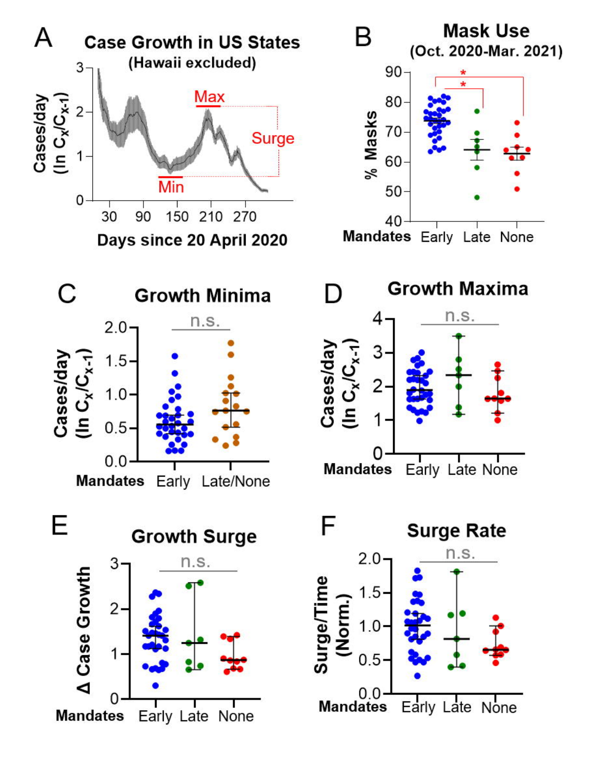A

**Case Growth in US States**
(Hawaii excluded)

Cases/day ($\ln C_x/C_{x-1}$)

Max

Surge

Min

Days since 20 April 2020

B

**Mask Use**
(Oct. 2020-Mar. 2021)

% Masks

Mandates: Early, Late, None

C

**Growth Minima**

n.s.

Cases/day ($\ln C_x/C_{x-1}$)

Mandates: Early, Late/None

D

**Growth Maxima**

n.s.

Cases/day ($\ln C_x/C_{x-1}$)

Mandates: Early, Late, None

E

**Growth Surge**

n.s.

Δ Case Growth

Mandates: Early, Late, None

F

**Surge Rate**

n.s.

Surge/Time (Norm.)

Mandates: Early, Late, None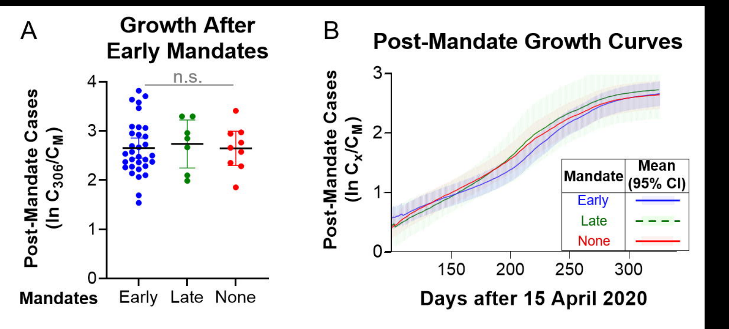A

**Growth After Early Mandates**

Post-Mandate Cases ($\ln C_{306}/C_M$)

n.s.

Mandates: Early, Late, None

B

**Post-Mandate Growth Curves**

Post-Mandate Cases ($\ln C_x/C_M$)

Days after 15 April 2020

| Mandate | Mean (95% CI) |
| --- | --- |
| Early | |
| Late | |
| None | |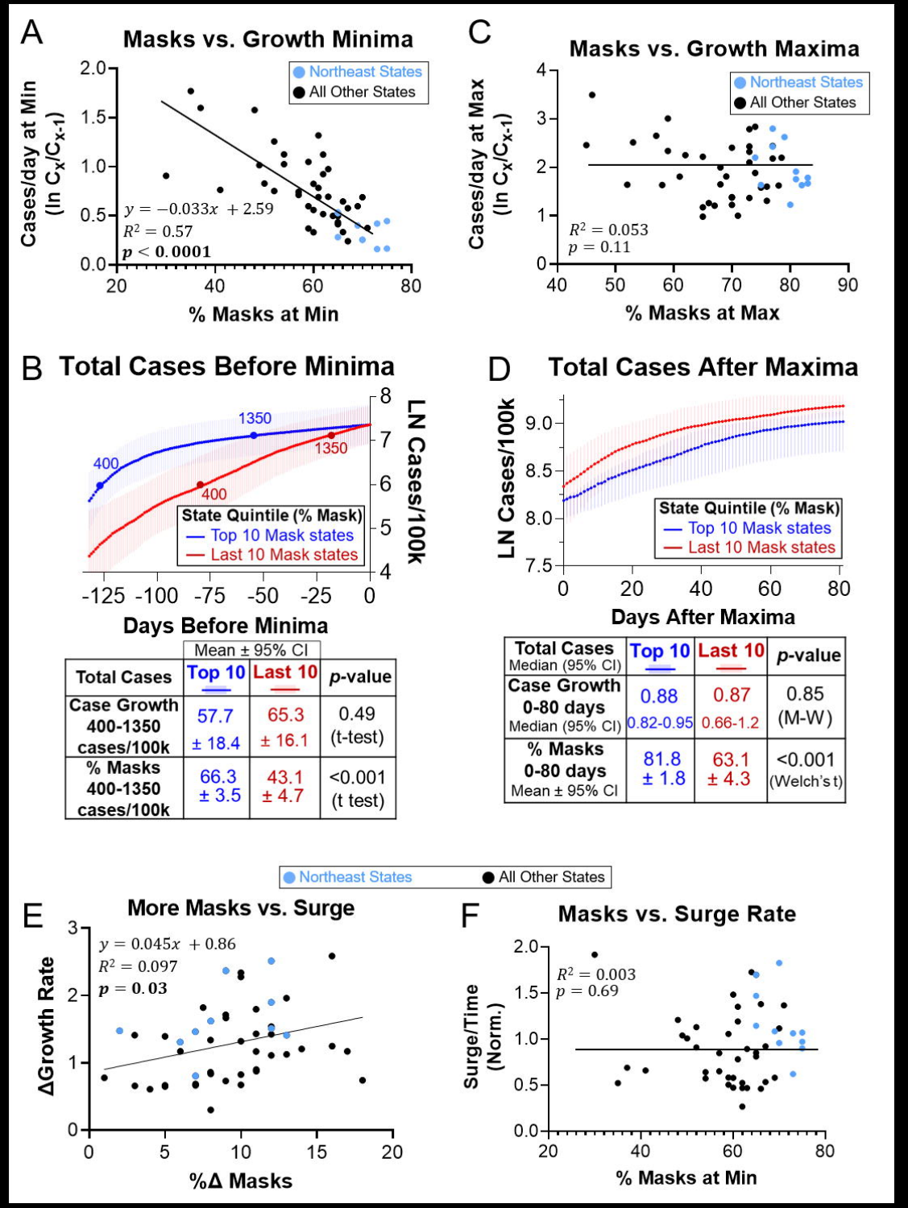**A** Masks vs. Growth Minima

$y = -0.033x + 2.59$, $R^2 = 0.57$, $p < 0.0001$

**B** Total Cases Before Minima

| Total Cases | Top 10 (Mean ± 95% CI) | Last 10 (Mean ± 95% CI) | p-value |
|---|---|---|---|
| Case Growth 400-1350 cases/100k | 57.7 ± 18.4 | 65.3 ± 16.1 | 0.49 (t-test) |
| % Masks 400-1350 cases/100k | 66.3 ± 3.5 | 43.1 ± 4.7 | <0.001 (t test) |

**C** Masks vs. Growth Maxima

$R^2 = 0.053$, $p = 0.11$

**D** Total Cases After Maxima

| Total Cases Median (95% CI) | Top 10 | Last 10 | p-value |
|---|---|---|---|
| Case Growth 0-80 days Median (95% CI) | 0.88 (0.82-0.95) | 0.87 (0.66-1.2) | 0.85 (M-W) |
| % Masks 0-80 days Mean ± 95% CI | 81.8 ± 1.8 | 63.1 ± 4.3 | <0.001 (Welch's t) |

**E** More Masks vs. Surge

$y = 0.045x + 0.86$, $R^2 = 0.097$, $p = 0.03$

**F** Masks vs. Surge Rate

$R^2 = 0.003$, $p = 0.69$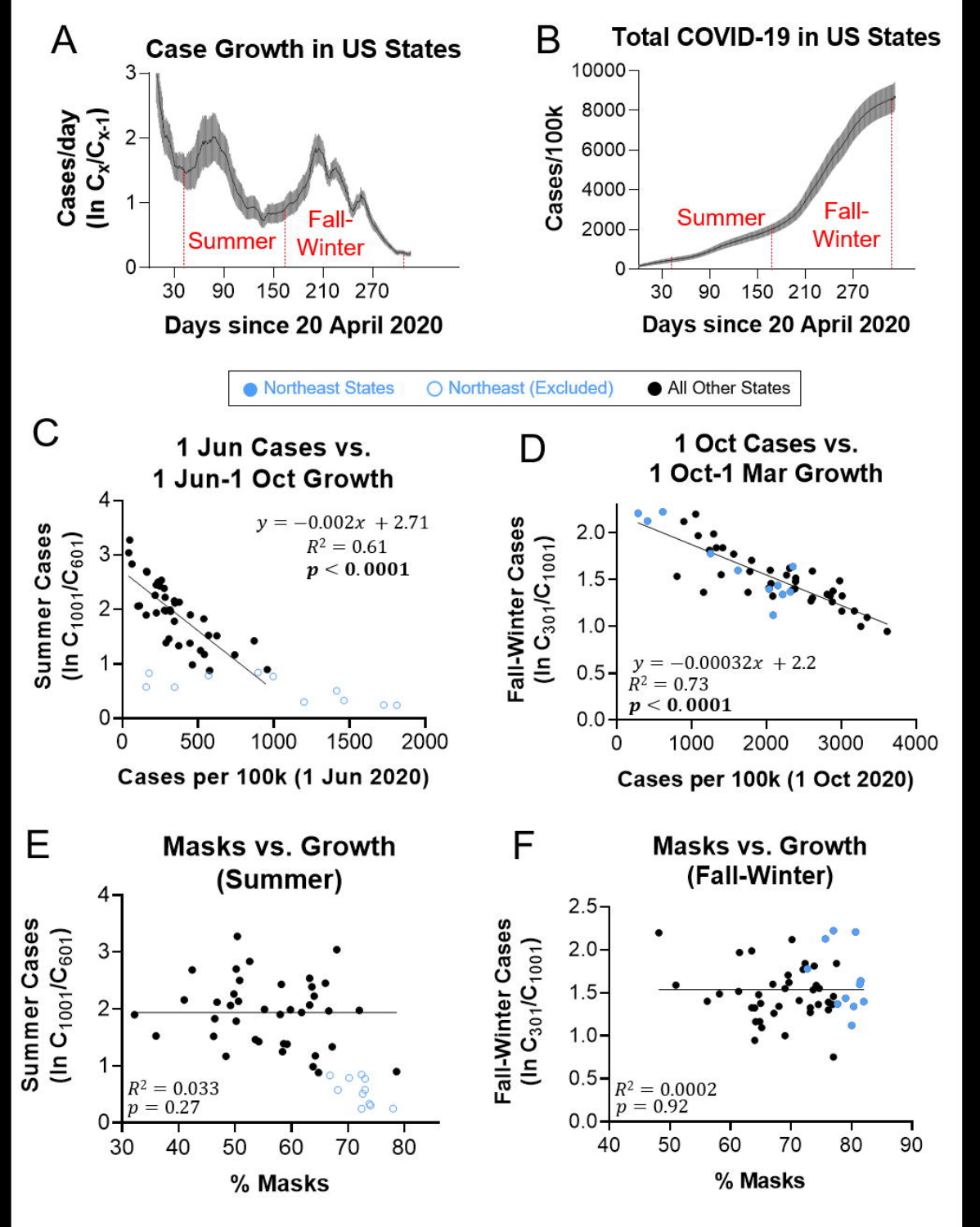A

Case Growth in US States

Cases/day (ln $C_x/C_{x-1}$)

3
2
1
0

30 90 150 210 270

Days since 20 April 2020

Summer

Fall-Winter

B

Total COVID-19 in US States

Cases/100k

10000
8000
6000
4000
2000
0

30 90 150 210 270

Days since 20 April 2020

Summer

Fall-Winter

Northeast States

Northeast (Excluded)

All Other States

C

1 Jun Cases vs. 1 Jun-1 Oct Growth

Summer Cases (ln $C_{1001}/C_{601}$)

$y = -0.002x + 2.71$

$R^2 = 0.61$

$p < 0.0001$

4
3
2
1
0

0 500 1000 1500 2000

Cases per 100k (1 Jun 2020)

D

1 Oct Cases vs. 1 Oct-1 Mar Growth

Fall-Winter Cases (ln $C_{301}/C_{1001}$)

$y = -0.00032x + 2.2$

$R^2 = 0.73$

$p < 0.0001$

2.0
1.5
1.0
0.5
0.0

0 1000 2000 3000 4000

Cases per 100k (1 Oct 2020)

E

Masks vs. Growth (Summer)

Summer Cases (ln $C_{1001}/C_{601}$)

$R^2 = 0.033$

$p = 0.27$

4
3
2
1
0

30 40 50 60 70 80

% Masks

F

Masks vs. Growth (Fall-Winter)

Fall-Winter Cases (ln $C_{301}/C_{1001}$)

$R^2 = 0.0002$

$p = 0.92$

2.5
2.0
1.5
1.0
0.5
0.0

40 50 60 70 80 90

% Masks